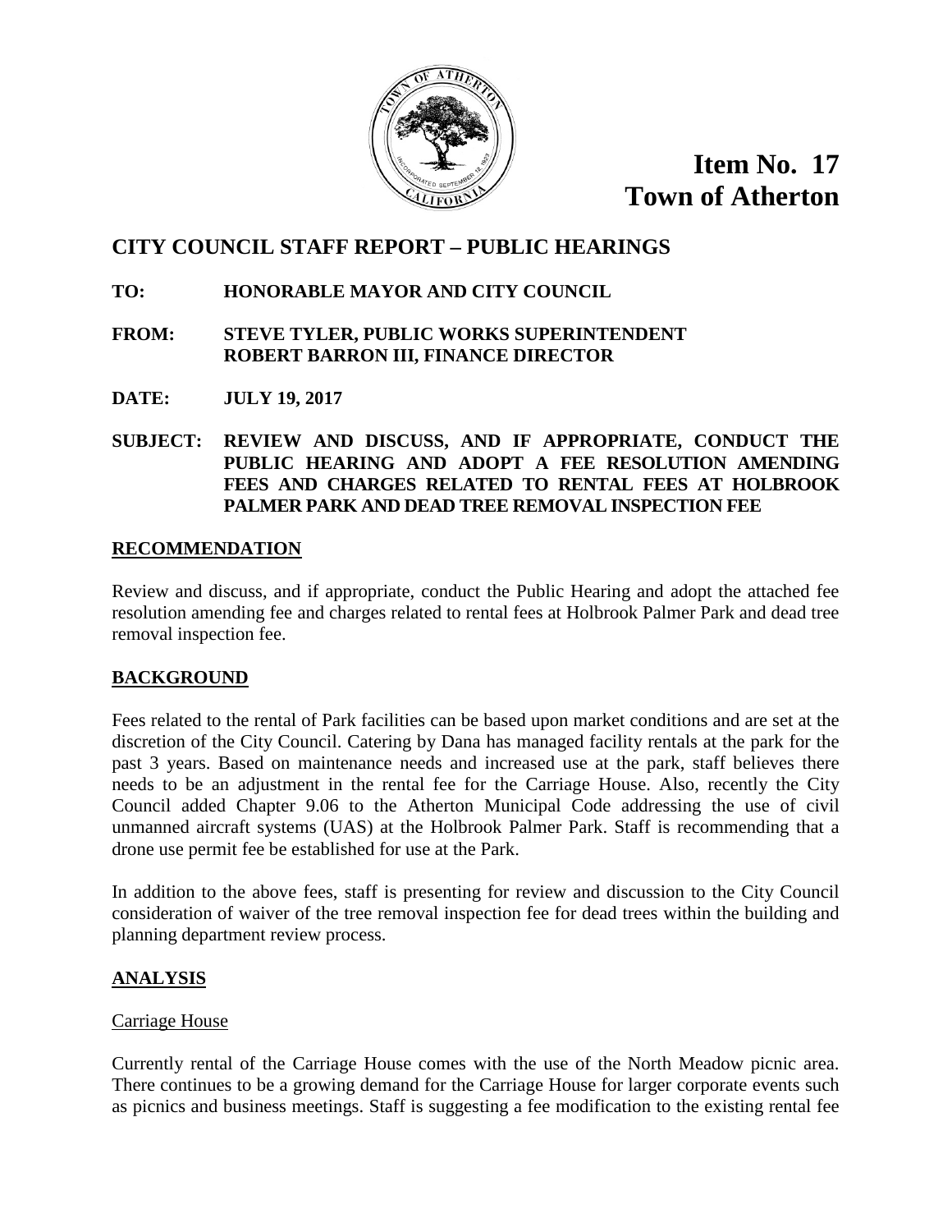**Item No. 17**
**Town of Atherton**

# CITY COUNCIL STAFF REPORT – PUBLIC HEARINGS

**TO:** HONORABLE MAYOR AND CITY COUNCIL

**FROM:** STEVE TYLER, PUBLIC WORKS SUPERINTENDENT
ROBERT BARRON III, FINANCE DIRECTOR

**DATE:** JULY 19, 2017

**SUBJECT:** REVIEW AND DISCUSS, AND IF APPROPRIATE, CONDUCT THE PUBLIC HEARING AND ADOPT A FEE RESOLUTION AMENDING FEES AND CHARGES RELATED TO RENTAL FEES AT HOLBROOK PALMER PARK AND DEAD TREE REMOVAL INSPECTION FEE

## RECOMMENDATION

Review and discuss, and if appropriate, conduct the Public Hearing and adopt the attached fee resolution amending fee and charges related to rental fees at Holbrook Palmer Park and dead tree removal inspection fee.

## BACKGROUND

Fees related to the rental of Park facilities can be based upon market conditions and are set at the discretion of the City Council. Catering by Dana has managed facility rentals at the park for the past 3 years. Based on maintenance needs and increased use at the park, staff believes there needs to be an adjustment in the rental fee for the Carriage House. Also, recently the City Council added Chapter 9.06 to the Atherton Municipal Code addressing the use of civil unmanned aircraft systems (UAS) at the Holbrook Palmer Park. Staff is recommending that a drone use permit fee be established for use at the Park.

In addition to the above fees, staff is presenting for review and discussion to the City Council consideration of waiver of the tree removal inspection fee for dead trees within the building and planning department review process.

## ANALYSIS

### Carriage House

Currently rental of the Carriage House comes with the use of the North Meadow picnic area. There continues to be a growing demand for the Carriage House for larger corporate events such as picnics and business meetings. Staff is suggesting a fee modification to the existing rental fee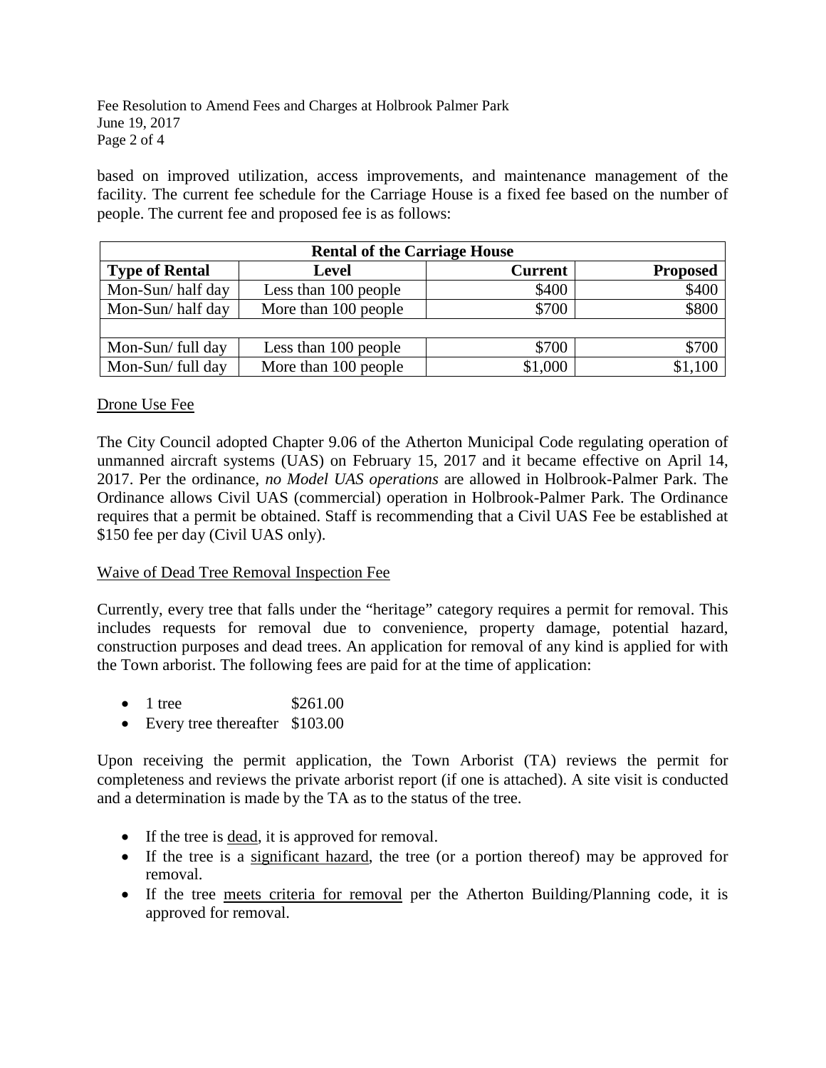based on improved utilization, access improvements, and maintenance management of the facility. The current fee schedule for the Carriage House is a fixed fee based on the number of people. The current fee and proposed fee is as follows:

| Rental of the Carriage House | | | |
|---|---|---|---|
| **Type of Rental** | **Level** | **Current** | **Proposed** |
| Mon-Sun/ half day | Less than 100 people | $400 | $400 |
| Mon-Sun/ half day | More than 100 people | $700 | $800 |
| | | | |
| Mon-Sun/ full day | Less than 100 people | $700 | $700 |
| Mon-Sun/ full day | More than 100 people | $1,000 | $1,100 |

Drone Use Fee

The City Council adopted Chapter 9.06 of the Atherton Municipal Code regulating operation of unmanned aircraft systems (UAS) on February 15, 2017 and it became effective on April 14, 2017. Per the ordinance, *no Model UAS operations* are allowed in Holbrook-Palmer Park. The Ordinance allows Civil UAS (commercial) operation in Holbrook-Palmer Park. The Ordinance requires that a permit be obtained. Staff is recommending that a Civil UAS Fee be established at $150 fee per day (Civil UAS only).

Waive of Dead Tree Removal Inspection Fee

Currently, every tree that falls under the "heritage" category requires a permit for removal. This includes requests for removal due to convenience, property damage, potential hazard, construction purposes and dead trees. An application for removal of any kind is applied for with the Town arborist. The following fees are paid for at the time of application:

- 1 tree $261.00
- Every tree thereafter $103.00

Upon receiving the permit application, the Town Arborist (TA) reviews the permit for completeness and reviews the private arborist report (if one is attached). A site visit is conducted and a determination is made by the TA as to the status of the tree.

- If the tree is dead, it is approved for removal.
- If the tree is a significant hazard, the tree (or a portion thereof) may be approved for removal.
- If the tree meets criteria for removal per the Atherton Building/Planning code, it is approved for removal.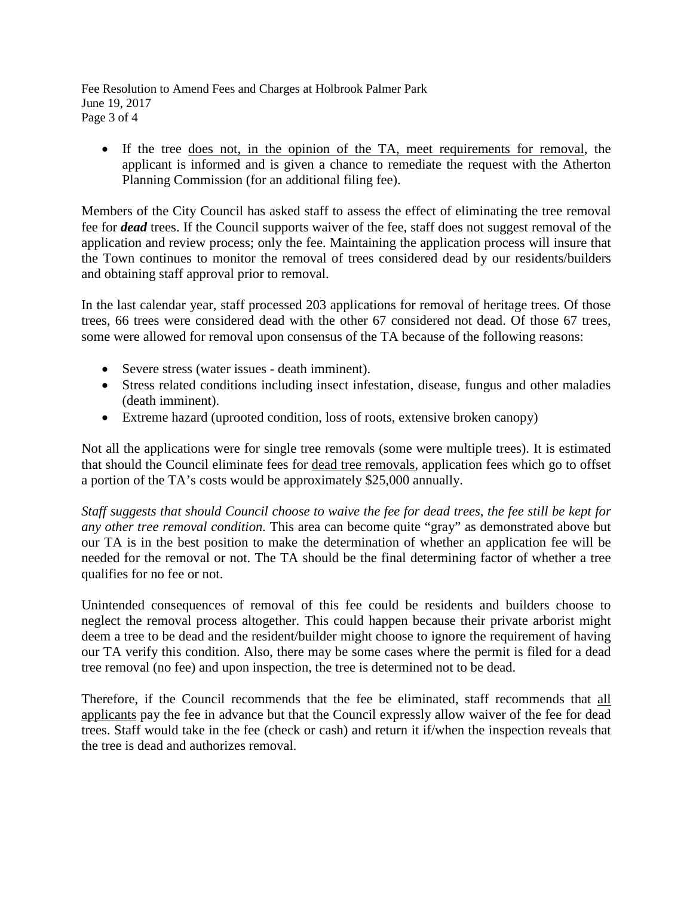- If the tree does not, in the opinion of the TA, meet requirements for removal, the applicant is informed and is given a chance to remediate the request with the Atherton Planning Commission (for an additional filing fee).

Members of the City Council has asked staff to assess the effect of eliminating the tree removal fee for ***dead*** trees. If the Council supports waiver of the fee, staff does not suggest removal of the application and review process; only the fee. Maintaining the application process will insure that the Town continues to monitor the removal of trees considered dead by our residents/builders and obtaining staff approval prior to removal.

In the last calendar year, staff processed 203 applications for removal of heritage trees. Of those trees, 66 trees were considered dead with the other 67 considered not dead. Of those 67 trees, some were allowed for removal upon consensus of the TA because of the following reasons:

- Severe stress (water issues - death imminent).
- Stress related conditions including insect infestation, disease, fungus and other maladies (death imminent).
- Extreme hazard (uprooted condition, loss of roots, extensive broken canopy)

Not all the applications were for single tree removals (some were multiple trees). It is estimated that should the Council eliminate fees for dead tree removals, application fees which go to offset a portion of the TA's costs would be approximately $25,000 annually.

*Staff suggests that should Council choose to waive the fee for dead trees, the fee still be kept for any other tree removal condition.* This area can become quite "gray" as demonstrated above but our TA is in the best position to make the determination of whether an application fee will be needed for the removal or not. The TA should be the final determining factor of whether a tree qualifies for no fee or not.

Unintended consequences of removal of this fee could be residents and builders choose to neglect the removal process altogether. This could happen because their private arborist might deem a tree to be dead and the resident/builder might choose to ignore the requirement of having our TA verify this condition. Also, there may be some cases where the permit is filed for a dead tree removal (no fee) and upon inspection, the tree is determined not to be dead.

Therefore, if the Council recommends that the fee be eliminated, staff recommends that all applicants pay the fee in advance but that the Council expressly allow waiver of the fee for dead trees. Staff would take in the fee (check or cash) and return it if/when the inspection reveals that the tree is dead and authorizes removal.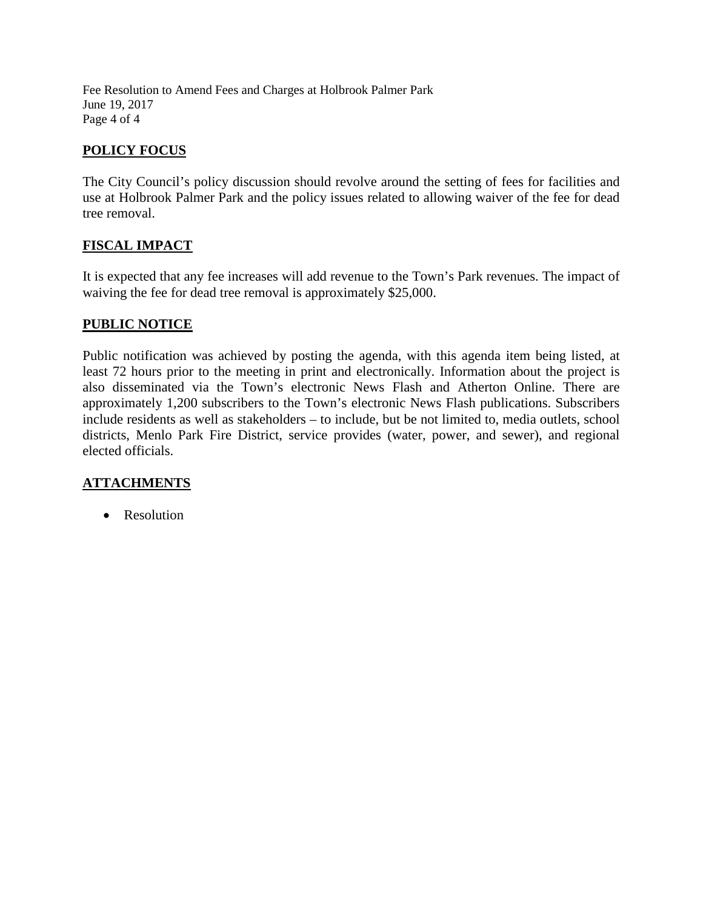## POLICY FOCUS

The City Council's policy discussion should revolve around the setting of fees for facilities and use at Holbrook Palmer Park and the policy issues related to allowing waiver of the fee for dead tree removal.

## FISCAL IMPACT

It is expected that any fee increases will add revenue to the Town's Park revenues. The impact of waiving the fee for dead tree removal is approximately $25,000.

## PUBLIC NOTICE

Public notification was achieved by posting the agenda, with this agenda item being listed, at least 72 hours prior to the meeting in print and electronically. Information about the project is also disseminated via the Town's electronic News Flash and Atherton Online. There are approximately 1,200 subscribers to the Town's electronic News Flash publications. Subscribers include residents as well as stakeholders – to include, but be not limited to, media outlets, school districts, Menlo Park Fire District, service provides (water, power, and sewer), and regional elected officials.

## ATTACHMENTS

- Resolution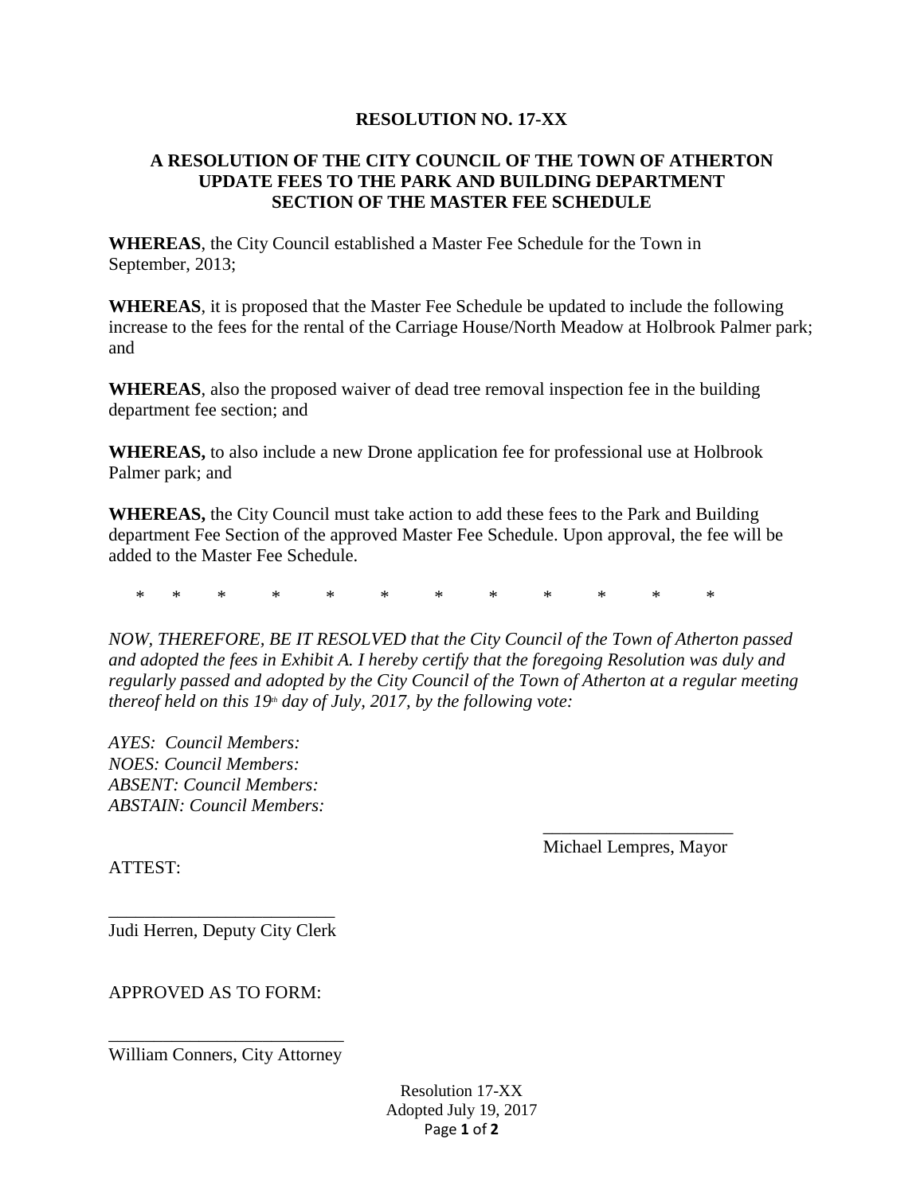**RESOLUTION NO. 17-XX**

**A RESOLUTION OF THE CITY COUNCIL OF THE TOWN OF ATHERTON UPDATE FEES TO THE PARK AND BUILDING DEPARTMENT SECTION OF THE MASTER FEE SCHEDULE**

**WHEREAS**, the City Council established a Master Fee Schedule for the Town in September, 2013;

**WHEREAS**, it is proposed that the Master Fee Schedule be updated to include the following increase to the fees for the rental of the Carriage House/North Meadow at Holbrook Palmer park; and

**WHEREAS**, also the proposed waiver of dead tree removal inspection fee in the building department fee section; and

**WHEREAS,** to also include a new Drone application fee for professional use at Holbrook Palmer park; and

**WHEREAS,** the City Council must take action to add these fees to the Park and Building department Fee Section of the approved Master Fee Schedule. Upon approval, the fee will be added to the Master Fee Schedule.

\* \* \* \* \* \* \* \* \* \* \* \*

*NOW, THEREFORE, BE IT RESOLVED that the City Council of the Town of Atherton passed and adopted the fees in Exhibit A. I hereby certify that the foregoing Resolution was duly and regularly passed and adopted by the City Council of the Town of Atherton at a regular meeting thereof held on this 19th day of July, 2017, by the following vote:*

*AYES: Council Members:*
*NOES: Council Members:*
*ABSENT: Council Members:*
*ABSTAIN: Council Members:*

\_\_\_\_\_\_\_\_\_\_\_\_\_\_\_\_\_\_\_\_
Michael Lempres, Mayor

ATTEST:

\_\_\_\_\_\_\_\_\_\_\_\_\_\_\_\_\_\_\_\_\_\_\_\_
Judi Herren, Deputy City Clerk

APPROVED AS TO FORM:

\_\_\_\_\_\_\_\_\_\_\_\_\_\_\_\_\_\_\_\_\_\_\_\_\_
William Conners, City Attorney

Resolution 17-XX
Adopted July 19, 2017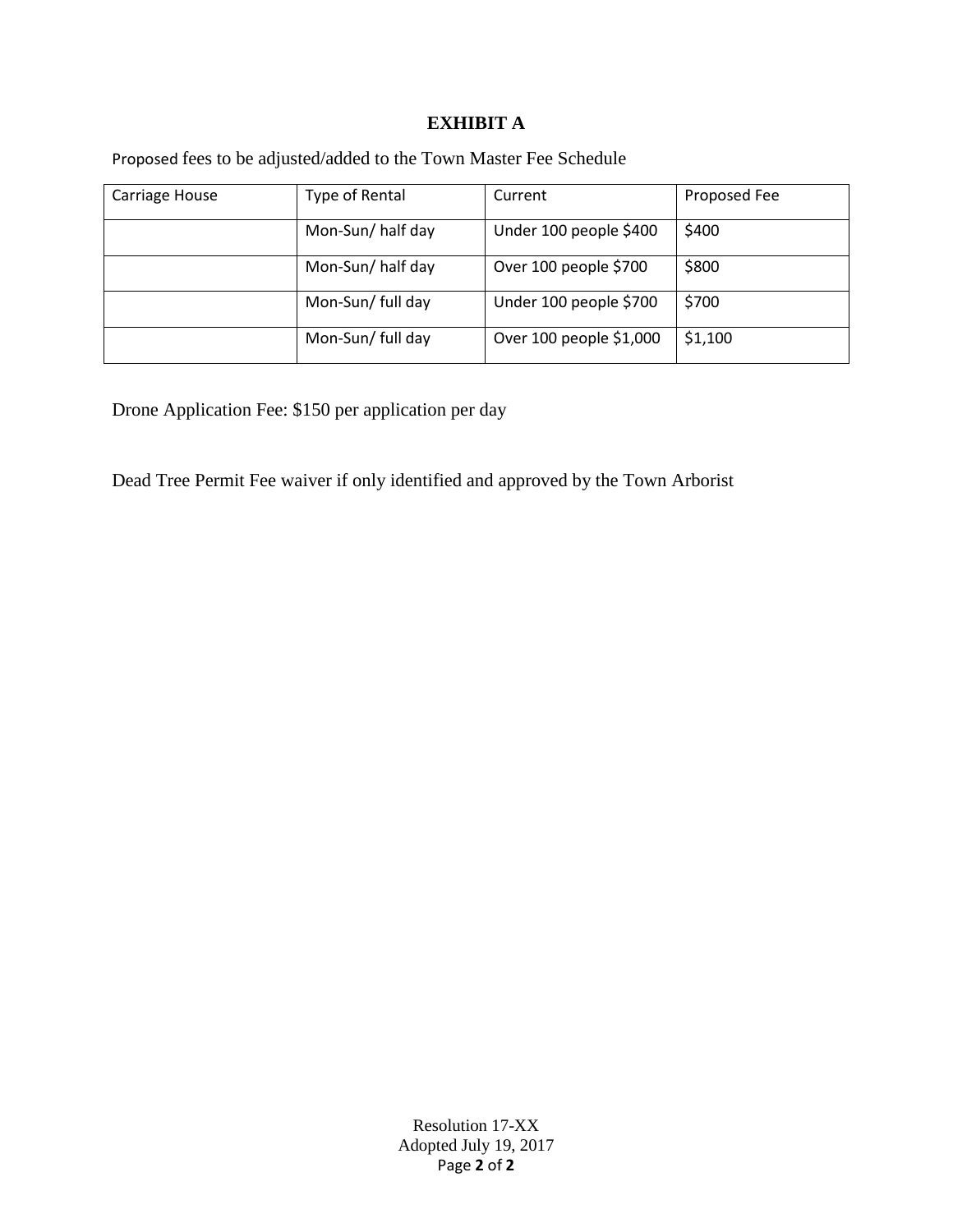# EXHIBIT A

Proposed fees to be adjusted/added to the Town Master Fee Schedule

| Carriage House | Type of Rental | Current | Proposed Fee |
| --- | --- | --- | --- |
| | Mon-Sun/ half day | Under 100 people $400 | $400 |
| | Mon-Sun/ half day | Over 100 people $700 | $800 |
| | Mon-Sun/ full day | Under 100 people $700 | $700 |
| | Mon-Sun/ full day | Over 100 people $1,000 | $1,100 |

Drone Application Fee: $150 per application per day

Dead Tree Permit Fee waiver if only identified and approved by the Town Arborist

Resolution 17-XX
Adopted July 19, 2017